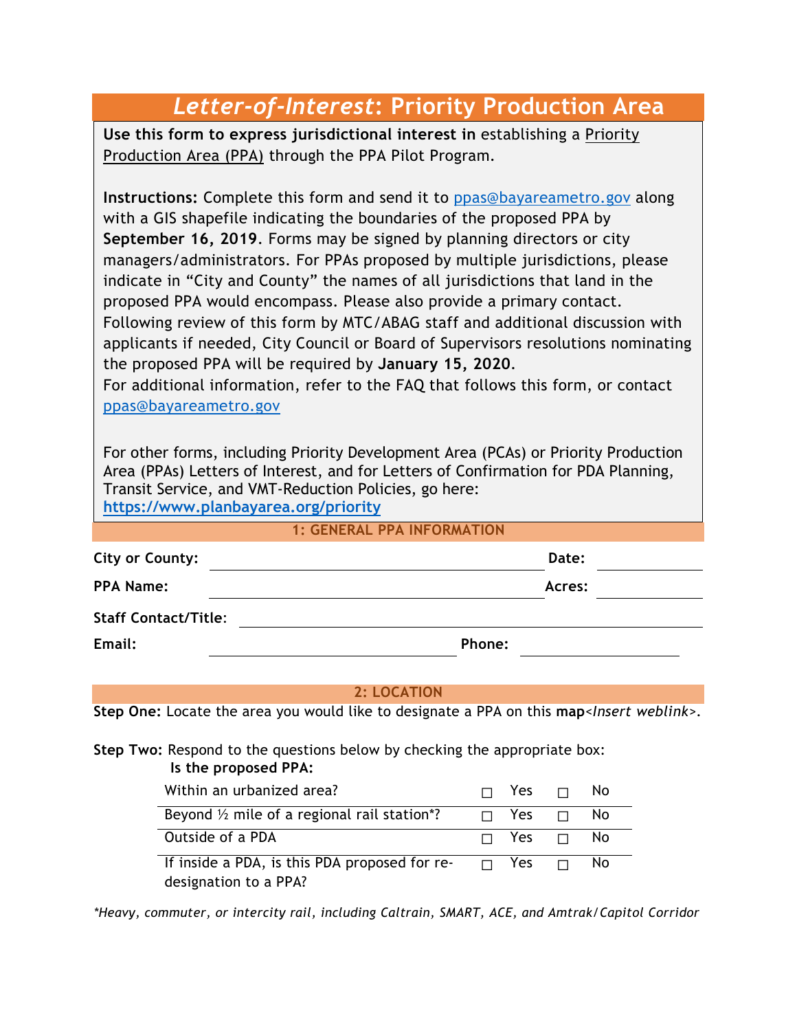# *Letter-of-Interest*: Priority Production Area

**Use this form to express jurisdictional interest in** establishing a Priority Production Area (PPA) through the PPA Pilot Program.

**Instructions:** Complete this form and send it to ppas@bayareametro.gov along with a GIS shapefile indicating the boundaries of the proposed PPA by **September 16, 2019**. Forms may be signed by planning directors or city managers/administrators. For PPAs proposed by multiple jurisdictions, please indicate in "City and County" the names of all jurisdictions that land in the proposed PPA would encompass. Please also provide a primary contact. Following review of this form by MTC/ABAG staff and additional discussion with applicants if needed, City Council or Board of Supervisors resolutions nominating the proposed PPA will be required by **January 15, 2020**.
For additional information, refer to the FAQ that follows this form, or contact ppas@bayareametro.gov

For other forms, including Priority Development Area (PCAs) or Priority Production Area (PPAs) Letters of Interest, and for Letters of Confirmation for PDA Planning, Transit Service, and VMT-Reduction Policies, go here: **https://www.planbayarea.org/priority**

## 1: GENERAL PPA INFORMATION

**City or County:** ______________________ **Date:** __________

**PPA Name:** ______________________ **Acres:** __________

**Staff Contact/Title:** ______________________

**Email:** ______________________ **Phone:** __________

## 2: LOCATION

**Step One:** Locate the area you would like to designate a PPA on this **map**<*Insert weblink*>.

**Step Two:** Respond to the questions below by checking the appropriate box:

**Is the proposed PPA:**

| | | |
|---|---|---|
| Within an urbanized area? | ☐ Yes | ☐ No |
| Beyond ½ mile of a regional rail station*? | ☐ Yes | ☐ No |
| Outside of a PDA | ☐ Yes | ☐ No |
| If inside a PDA, is this PDA proposed for re-designation to a PPA? | ☐ Yes | ☐ No |

*\*Heavy, commuter, or intercity rail, including Caltrain, SMART, ACE, and Amtrak/Capitol Corridor*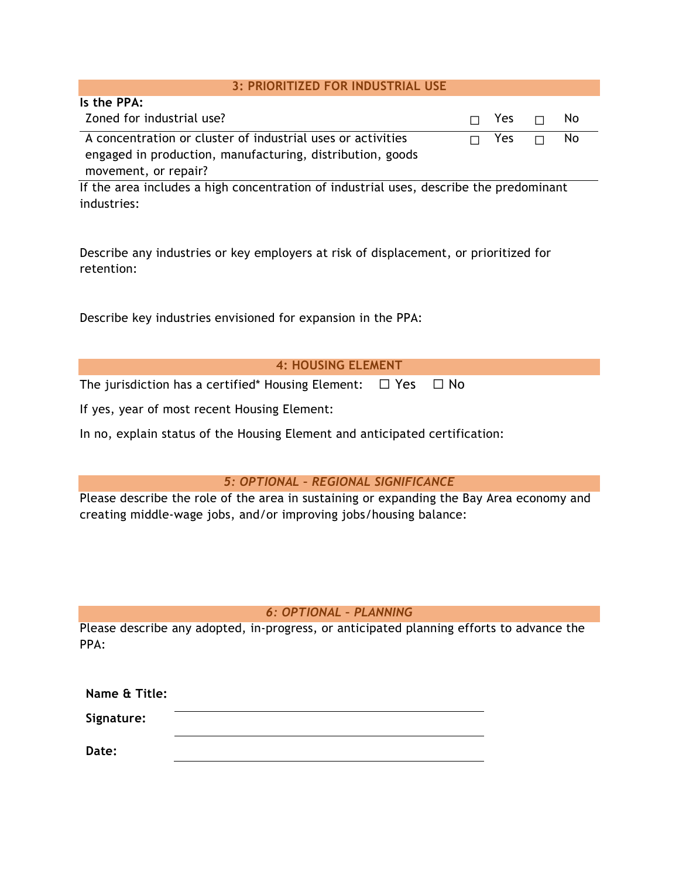## 3: PRIORITIZED FOR INDUSTRIAL USE

**Is the PPA:**

| | | |
|---|---|---|
| Zoned for industrial use? | ☐ Yes | ☐ No |
| A concentration or cluster of industrial uses or activities engaged in production, manufacturing, distribution, goods movement, or repair? | ☐ Yes | ☐ No |

If the area includes a high concentration of industrial uses, describe the predominant industries:

Describe any industries or key employers at risk of displacement, or prioritized for retention:

Describe key industries envisioned for expansion in the PPA:

## 4: HOUSING ELEMENT

The jurisdiction has a certified* Housing Element: ☐ Yes ☐ No

If yes, year of most recent Housing Element:

In no, explain status of the Housing Element and anticipated certification:

## *5: OPTIONAL – REGIONAL SIGNIFICANCE*

Please describe the role of the area in sustaining or expanding the Bay Area economy and creating middle-wage jobs, and/or improving jobs/housing balance:

## *6: OPTIONAL – PLANNING*

Please describe any adopted, in-progress, or anticipated planning efforts to advance the PPA:

**Name & Title:** ______________________________

**Signature:** ______________________________

**Date:** ______________________________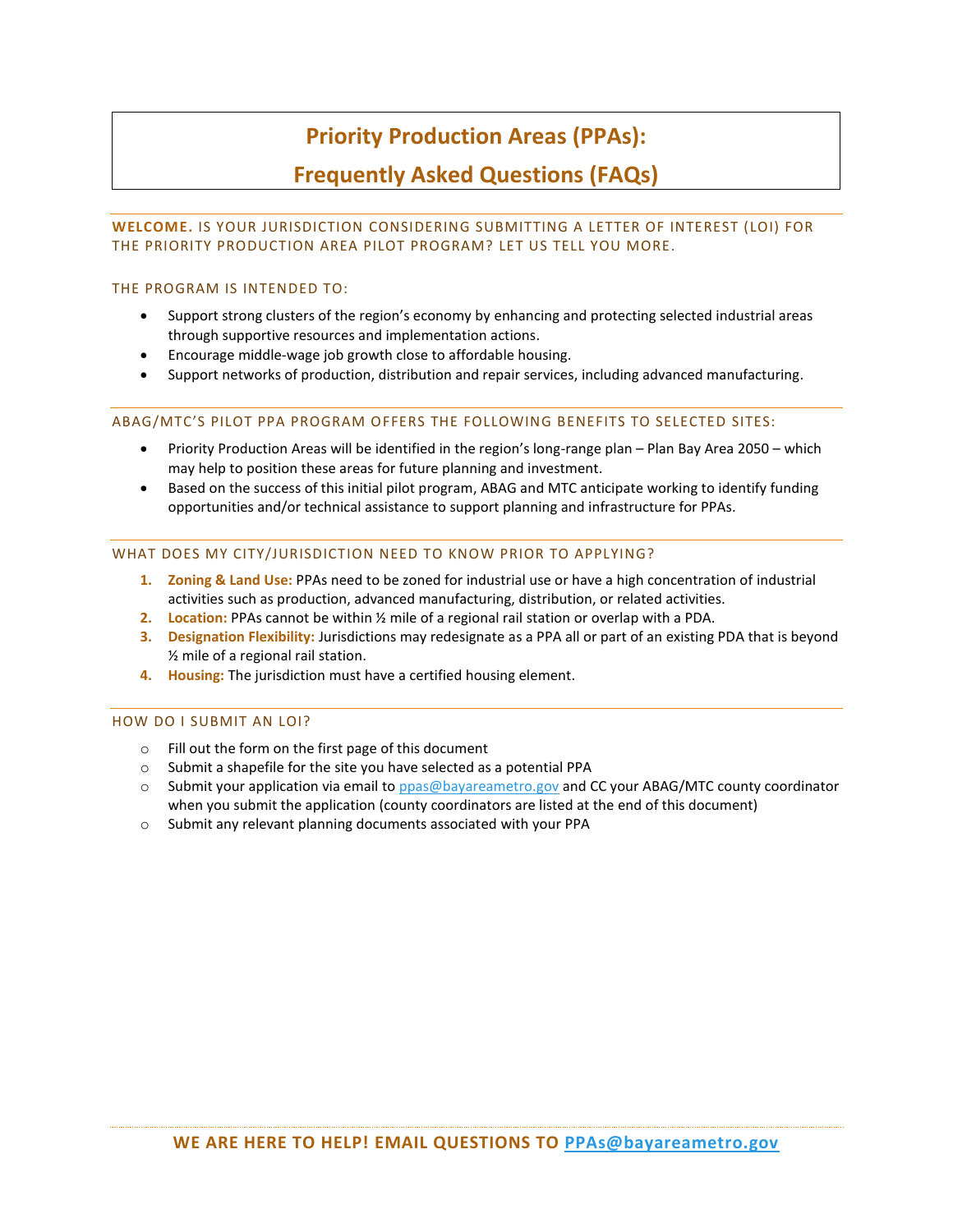# Priority Production Areas (PPAs):
# Frequently Asked Questions (FAQs)

**WELCOME.** IS YOUR JURISDICTION CONSIDERING SUBMITTING A LETTER OF INTEREST (LOI) FOR THE PRIORITY PRODUCTION AREA PILOT PROGRAM? LET US TELL YOU MORE.

## THE PROGRAM IS INTENDED TO:

- Support strong clusters of the region's economy by enhancing and protecting selected industrial areas through supportive resources and implementation actions.
- Encourage middle-wage job growth close to affordable housing.
- Support networks of production, distribution and repair services, including advanced manufacturing.

## ABAG/MTC'S PILOT PPA PROGRAM OFFERS THE FOLLOWING BENEFITS TO SELECTED SITES:

- Priority Production Areas will be identified in the region's long-range plan – Plan Bay Area 2050 – which may help to position these areas for future planning and investment.
- Based on the success of this initial pilot program, ABAG and MTC anticipate working to identify funding opportunities and/or technical assistance to support planning and infrastructure for PPAs.

## WHAT DOES MY CITY/JURISDICTION NEED TO KNOW PRIOR TO APPLYING?

1. **Zoning & Land Use:** PPAs need to be zoned for industrial use or have a high concentration of industrial activities such as production, advanced manufacturing, distribution, or related activities.
2. **Location:** PPAs cannot be within ½ mile of a regional rail station or overlap with a PDA.
3. **Designation Flexibility:** Jurisdictions may redesignate as a PPA all or part of an existing PDA that is beyond ½ mile of a regional rail station.
4. **Housing:** The jurisdiction must have a certified housing element.

## HOW DO I SUBMIT AN LOI?

- Fill out the form on the first page of this document
- Submit a shapefile for the site you have selected as a potential PPA
- Submit your application via email to ppas@bayareametro.gov and CC your ABAG/MTC county coordinator when you submit the application (county coordinators are listed at the end of this document)
- Submit any relevant planning documents associated with your PPA

**WE ARE HERE TO HELP! EMAIL QUESTIONS TO PPAs@bayareametro.gov**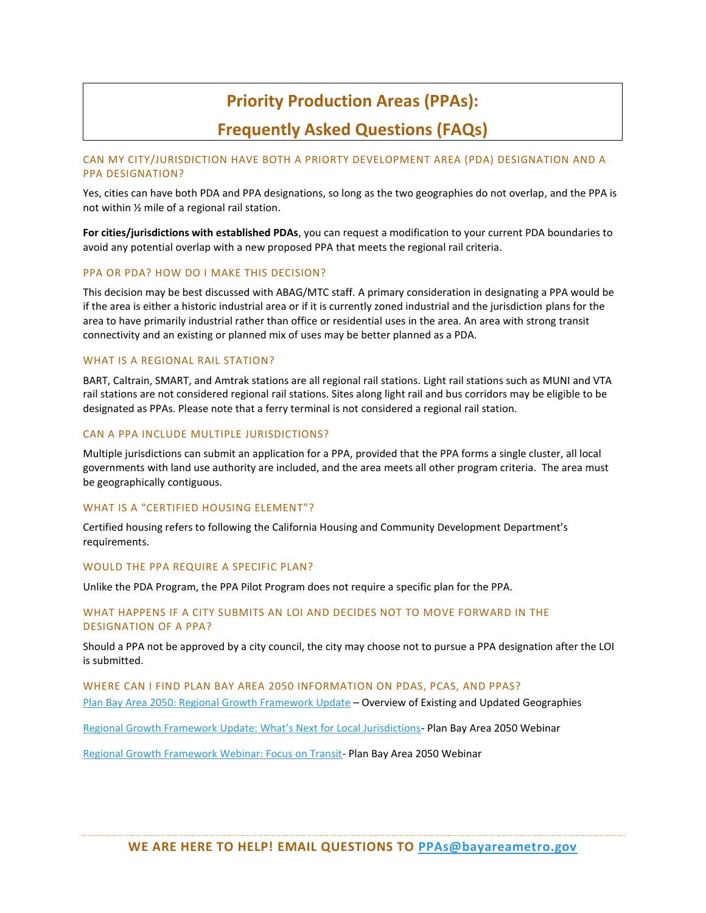# Priority Production Areas (PPAs): Frequently Asked Questions (FAQs)

## CAN MY CITY/JURISDICTION HAVE BOTH A PRIORTY DEVELOPMENT AREA (PDA) DESIGNATION AND A PPA DESIGNATION?

Yes, cities can have both PDA and PPA designations, so long as the two geographies do not overlap, and the PPA is not within ½ mile of a regional rail station.

**For cities/jurisdictions with established PDAs**, you can request a modification to your current PDA boundaries to avoid any potential overlap with a new proposed PPA that meets the regional rail criteria.

## PPA OR PDA? HOW DO I MAKE THIS DECISION?

This decision may be best discussed with ABAG/MTC staff. A primary consideration in designating a PPA would be if the area is either a historic industrial area or if it is currently zoned industrial and the jurisdiction plans for the area to have primarily industrial rather than office or residential uses in the area. An area with strong transit connectivity and an existing or planned mix of uses may be better planned as a PDA.

## WHAT IS A REGIONAL RAIL STATION?

BART, Caltrain, SMART, and Amtrak stations are all regional rail stations. Light rail stations such as MUNI and VTA rail stations are not considered regional rail stations. Sites along light rail and bus corridors may be eligible to be designated as PPAs. Please note that a ferry terminal is not considered a regional rail station.

## CAN A PPA INCLUDE MULTIPLE JURISDICTIONS?

Multiple jurisdictions can submit an application for a PPA, provided that the PPA forms a single cluster, all local governments with land use authority are included, and the area meets all other program criteria. The area must be geographically contiguous.

## WHAT IS A "CERTIFIED HOUSING ELEMENT"?

Certified housing refers to following the California Housing and Community Development Department's requirements.

## WOULD THE PPA REQUIRE A SPECIFIC PLAN?

Unlike the PDA Program, the PPA Pilot Program does not require a specific plan for the PPA.

## WHAT HAPPENS IF A CITY SUBMITS AN LOI AND DECIDES NOT TO MOVE FORWARD IN THE DESIGNATION OF A PPA?

Should a PPA not be approved by a city council, the city may choose not to pursue a PPA designation after the LOI is submitted.

## WHERE CAN I FIND PLAN BAY AREA 2050 INFORMATION ON PDAS, PCAS, AND PPAS?

Plan Bay Area 2050: Regional Growth Framework Update – Overview of Existing and Updated Geographies

Regional Growth Framework Update: What's Next for Local Jurisdictions- Plan Bay Area 2050 Webinar

Regional Growth Framework Webinar: Focus on Transit- Plan Bay Area 2050 Webinar

**WE ARE HERE TO HELP! EMAIL QUESTIONS TO PPAs@bayareametro.gov**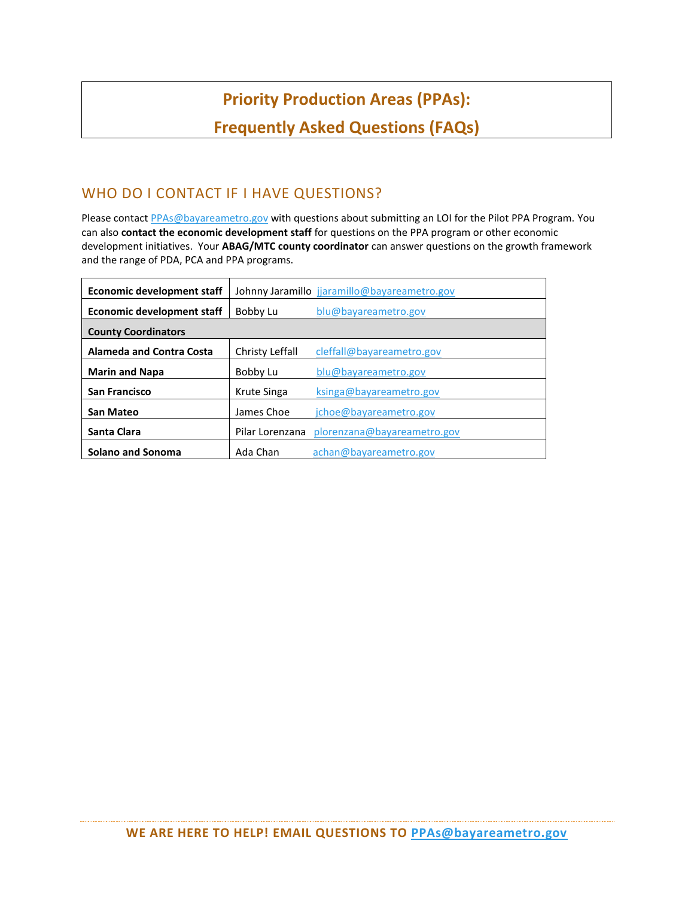# Priority Production Areas (PPAs): Frequently Asked Questions (FAQs)

## WHO DO I CONTACT IF I HAVE QUESTIONS?

Please contact PPAs@bayareametro.gov with questions about submitting an LOI for the Pilot PPA Program. You can also **contact the economic development staff** for questions on the PPA program or other economic development initiatives. Your **ABAG/MTC county coordinator** can answer questions on the growth framework and the range of PDA, PCA and PPA programs.

| | |
|---|---|
| **Economic development staff** | Johnny Jaramillo jjaramillo@bayareametro.gov |
| **Economic development staff** | Bobby Lu blu@bayareametro.gov |
| **County Coordinators** | |
| **Alameda and Contra Costa** | Christy Leffall cleffall@bayareametro.gov |
| **Marin and Napa** | Bobby Lu blu@bayareametro.gov |
| **San Francisco** | Krute Singa ksinga@bayareametro.gov |
| **San Mateo** | James Choe jchoe@bayareametro.gov |
| **Santa Clara** | Pilar Lorenzana plorenzana@bayareametro.gov |
| **Solano and Sonoma** | Ada Chan achan@bayareametro.gov |

**WE ARE HERE TO HELP! EMAIL QUESTIONS TO PPAs@bayareametro.gov**